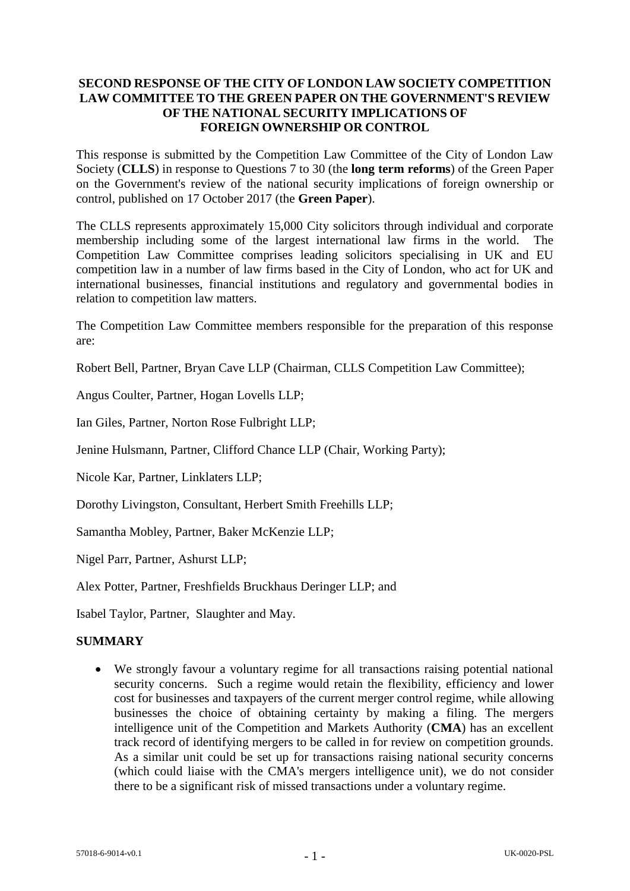**SECOND RESPONSE OF THE CITY OF LONDON LAW SOCIETY COMPETITION LAW COMMITTEE TO THE GREEN PAPER ON THE GOVERNMENT'S REVIEW OF THE NATIONAL SECURITY IMPLICATIONS OF FOREIGN OWNERSHIP OR CONTROL**

This response is submitted by the Competition Law Committee of the City of London Law Society (**CLLS**) in response to Questions 7 to 30 (the **long term reforms**) of the Green Paper on the Government's review of the national security implications of foreign ownership or control, published on 17 October 2017 (the **Green Paper**).

The CLLS represents approximately 15,000 City solicitors through individual and corporate membership including some of the largest international law firms in the world. The Competition Law Committee comprises leading solicitors specialising in UK and EU competition law in a number of law firms based in the City of London, who act for UK and international businesses, financial institutions and regulatory and governmental bodies in relation to competition law matters.

The Competition Law Committee members responsible for the preparation of this response are:

Robert Bell, Partner, Bryan Cave LLP (Chairman, CLLS Competition Law Committee);

Angus Coulter, Partner, Hogan Lovells LLP;

Ian Giles, Partner, Norton Rose Fulbright LLP;

Jenine Hulsmann, Partner, Clifford Chance LLP (Chair, Working Party);

Nicole Kar, Partner, Linklaters LLP;

Dorothy Livingston, Consultant, Herbert Smith Freehills LLP;

Samantha Mobley, Partner, Baker McKenzie LLP;

Nigel Parr, Partner, Ashurst LLP;

Alex Potter, Partner, Freshfields Bruckhaus Deringer LLP; and

Isabel Taylor, Partner, Slaughter and May.

## SUMMARY

- We strongly favour a voluntary regime for all transactions raising potential national security concerns. Such a regime would retain the flexibility, efficiency and lower cost for businesses and taxpayers of the current merger control regime, while allowing businesses the choice of obtaining certainty by making a filing. The mergers intelligence unit of the Competition and Markets Authority (**CMA**) has an excellent track record of identifying mergers to be called in for review on competition grounds. As a similar unit could be set up for transactions raising national security concerns (which could liaise with the CMA's mergers intelligence unit), we do not consider there to be a significant risk of missed transactions under a voluntary regime.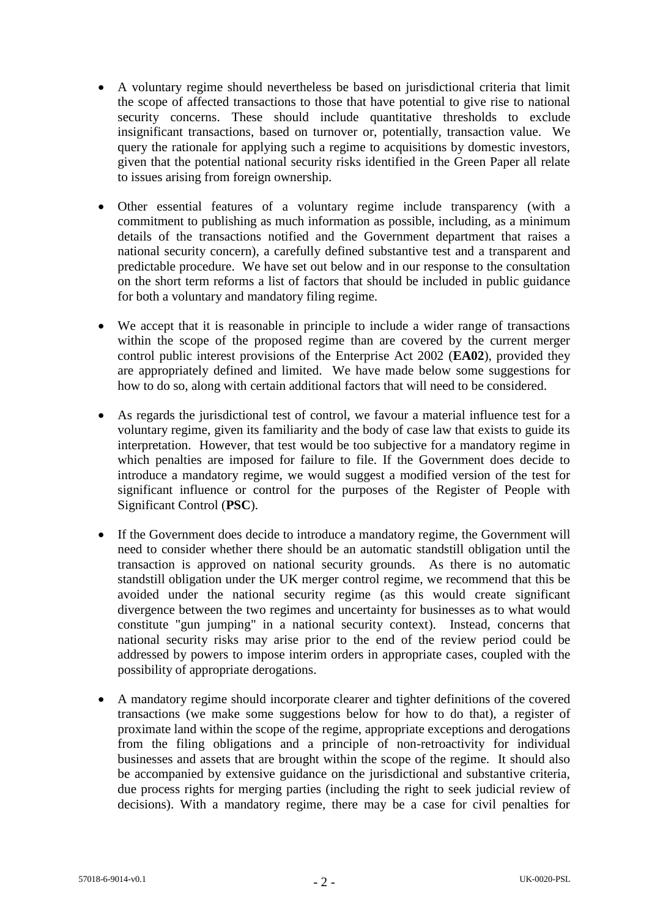- A voluntary regime should nevertheless be based on jurisdictional criteria that limit the scope of affected transactions to those that have potential to give rise to national security concerns. These should include quantitative thresholds to exclude insignificant transactions, based on turnover or, potentially, transaction value. We query the rationale for applying such a regime to acquisitions by domestic investors, given that the potential national security risks identified in the Green Paper all relate to issues arising from foreign ownership.

- Other essential features of a voluntary regime include transparency (with a commitment to publishing as much information as possible, including, as a minimum details of the transactions notified and the Government department that raises a national security concern), a carefully defined substantive test and a transparent and predictable procedure. We have set out below and in our response to the consultation on the short term reforms a list of factors that should be included in public guidance for both a voluntary and mandatory filing regime.

- We accept that it is reasonable in principle to include a wider range of transactions within the scope of the proposed regime than are covered by the current merger control public interest provisions of the Enterprise Act 2002 (**EA02**), provided they are appropriately defined and limited. We have made below some suggestions for how to do so, along with certain additional factors that will need to be considered.

- As regards the jurisdictional test of control, we favour a material influence test for a voluntary regime, given its familiarity and the body of case law that exists to guide its interpretation. However, that test would be too subjective for a mandatory regime in which penalties are imposed for failure to file. If the Government does decide to introduce a mandatory regime, we would suggest a modified version of the test for significant influence or control for the purposes of the Register of People with Significant Control (**PSC**).

- If the Government does decide to introduce a mandatory regime, the Government will need to consider whether there should be an automatic standstill obligation until the transaction is approved on national security grounds. As there is no automatic standstill obligation under the UK merger control regime, we recommend that this be avoided under the national security regime (as this would create significant divergence between the two regimes and uncertainty for businesses as to what would constitute "gun jumping" in a national security context). Instead, concerns that national security risks may arise prior to the end of the review period could be addressed by powers to impose interim orders in appropriate cases, coupled with the possibility of appropriate derogations.

- A mandatory regime should incorporate clearer and tighter definitions of the covered transactions (we make some suggestions below for how to do that), a register of proximate land within the scope of the regime, appropriate exceptions and derogations from the filing obligations and a principle of non-retroactivity for individual businesses and assets that are brought within the scope of the regime. It should also be accompanied by extensive guidance on the jurisdictional and substantive criteria, due process rights for merging parties (including the right to seek judicial review of decisions). With a mandatory regime, there may be a case for civil penalties for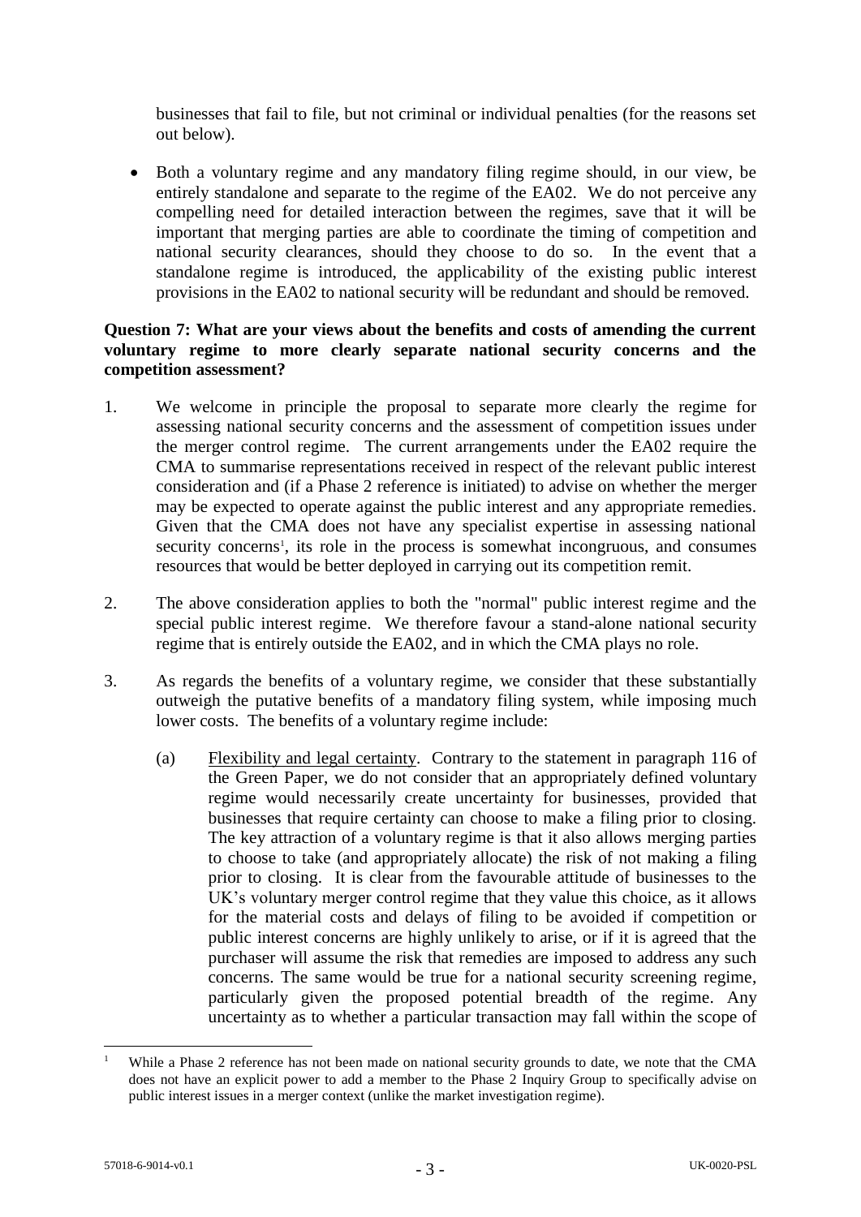businesses that fail to file, but not criminal or individual penalties (for the reasons set out below).

- Both a voluntary regime and any mandatory filing regime should, in our view, be entirely standalone and separate to the regime of the EA02. We do not perceive any compelling need for detailed interaction between the regimes, save that it will be important that merging parties are able to coordinate the timing of competition and national security clearances, should they choose to do so. In the event that a standalone regime is introduced, the applicability of the existing public interest provisions in the EA02 to national security will be redundant and should be removed.

**Question 7: What are your views about the benefits and costs of amending the current voluntary regime to more clearly separate national security concerns and the competition assessment?**

1. We welcome in principle the proposal to separate more clearly the regime for assessing national security concerns and the assessment of competition issues under the merger control regime. The current arrangements under the EA02 require the CMA to summarise representations received in respect of the relevant public interest consideration and (if a Phase 2 reference is initiated) to advise on whether the merger may be expected to operate against the public interest and any appropriate remedies. Given that the CMA does not have any specialist expertise in assessing national security concerns[1], its role in the process is somewhat incongruous, and consumes resources that would be better deployed in carrying out its competition remit.

2. The above consideration applies to both the "normal" public interest regime and the special public interest regime. We therefore favour a stand-alone national security regime that is entirely outside the EA02, and in which the CMA plays no role.

3. As regards the benefits of a voluntary regime, we consider that these substantially outweigh the putative benefits of a mandatory filing system, while imposing much lower costs. The benefits of a voluntary regime include:

    (a) Flexibility and legal certainty. Contrary to the statement in paragraph 116 of the Green Paper, we do not consider that an appropriately defined voluntary regime would necessarily create uncertainty for businesses, provided that businesses that require certainty can choose to make a filing prior to closing. The key attraction of a voluntary regime is that it also allows merging parties to choose to take (and appropriately allocate) the risk of not making a filing prior to closing. It is clear from the favourable attitude of businesses to the UK's voluntary merger control regime that they value this choice, as it allows for the material costs and delays of filing to be avoided if competition or public interest concerns are highly unlikely to arise, or if it is agreed that the purchaser will assume the risk that remedies are imposed to address any such concerns. The same would be true for a national security screening regime, particularly given the proposed potential breadth of the regime. Any uncertainty as to whether a particular transaction may fall within the scope of

[1] While a Phase 2 reference has not been made on national security grounds to date, we note that the CMA does not have an explicit power to add a member to the Phase 2 Inquiry Group to specifically advise on public interest issues in a merger context (unlike the market investigation regime).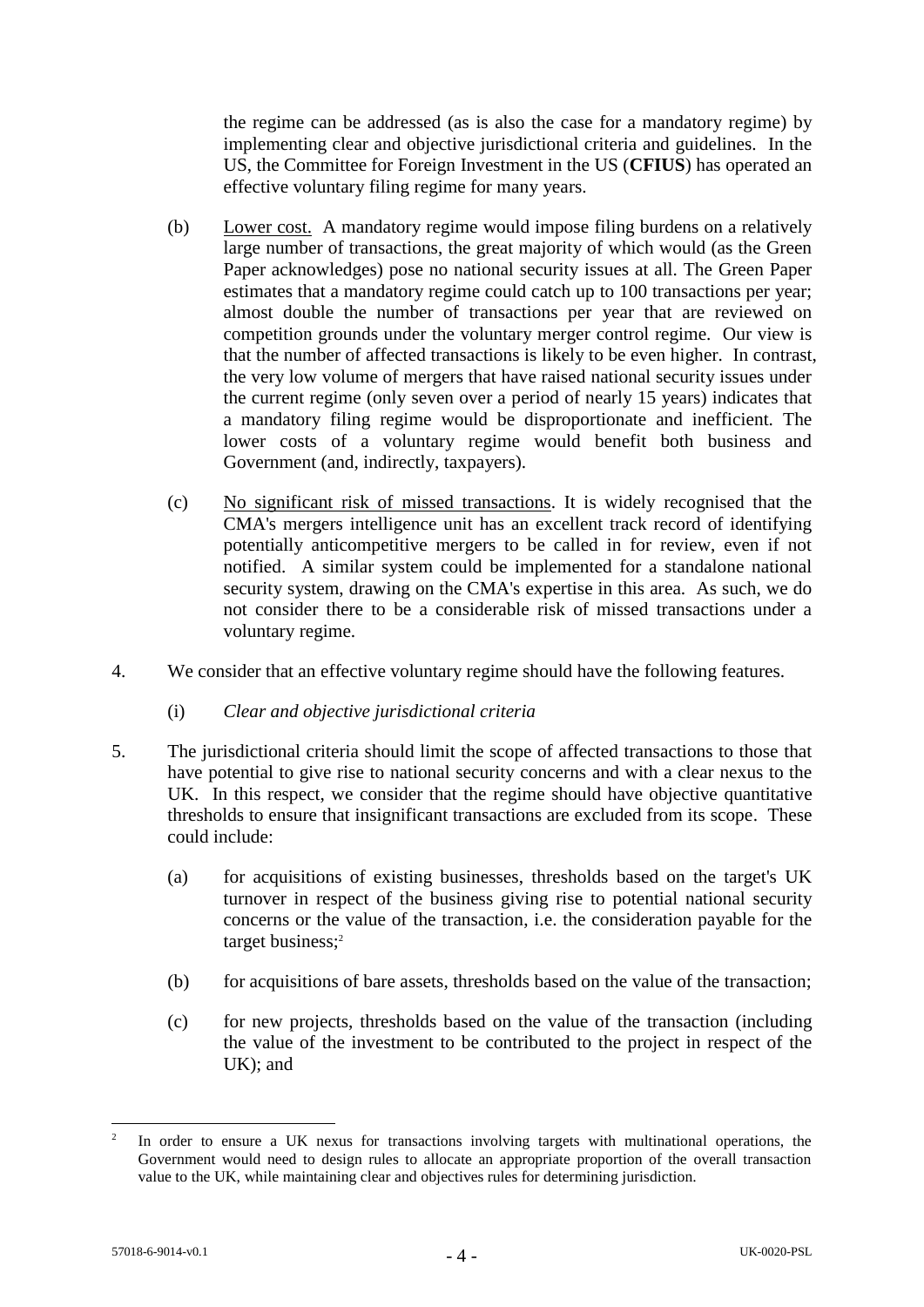the regime can be addressed (as is also the case for a mandatory regime) by implementing clear and objective jurisdictional criteria and guidelines. In the US, the Committee for Foreign Investment in the US (**CFIUS**) has operated an effective voluntary filing regime for many years.

(b) Lower cost. A mandatory regime would impose filing burdens on a relatively large number of transactions, the great majority of which would (as the Green Paper acknowledges) pose no national security issues at all. The Green Paper estimates that a mandatory regime could catch up to 100 transactions per year; almost double the number of transactions per year that are reviewed on competition grounds under the voluntary merger control regime. Our view is that the number of affected transactions is likely to be even higher. In contrast, the very low volume of mergers that have raised national security issues under the current regime (only seven over a period of nearly 15 years) indicates that a mandatory filing regime would be disproportionate and inefficient. The lower costs of a voluntary regime would benefit both business and Government (and, indirectly, taxpayers).

(c) No significant risk of missed transactions. It is widely recognised that the CMA's mergers intelligence unit has an excellent track record of identifying potentially anticompetitive mergers to be called in for review, even if not notified. A similar system could be implemented for a standalone national security system, drawing on the CMA's expertise in this area. As such, we do not consider there to be a considerable risk of missed transactions under a voluntary regime.

4. We consider that an effective voluntary regime should have the following features.

(i) *Clear and objective jurisdictional criteria*

5. The jurisdictional criteria should limit the scope of affected transactions to those that have potential to give rise to national security concerns and with a clear nexus to the UK. In this respect, we consider that the regime should have objective quantitative thresholds to ensure that insignificant transactions are excluded from its scope. These could include:

(a) for acquisitions of existing businesses, thresholds based on the target's UK turnover in respect of the business giving rise to potential national security concerns or the value of the transaction, i.e. the consideration payable for the target business;[2]

(b) for acquisitions of bare assets, thresholds based on the value of the transaction;

(c) for new projects, thresholds based on the value of the transaction (including the value of the investment to be contributed to the project in respect of the UK); and

[2] In order to ensure a UK nexus for transactions involving targets with multinational operations, the Government would need to design rules to allocate an appropriate proportion of the overall transaction value to the UK, while maintaining clear and objectives rules for determining jurisdiction.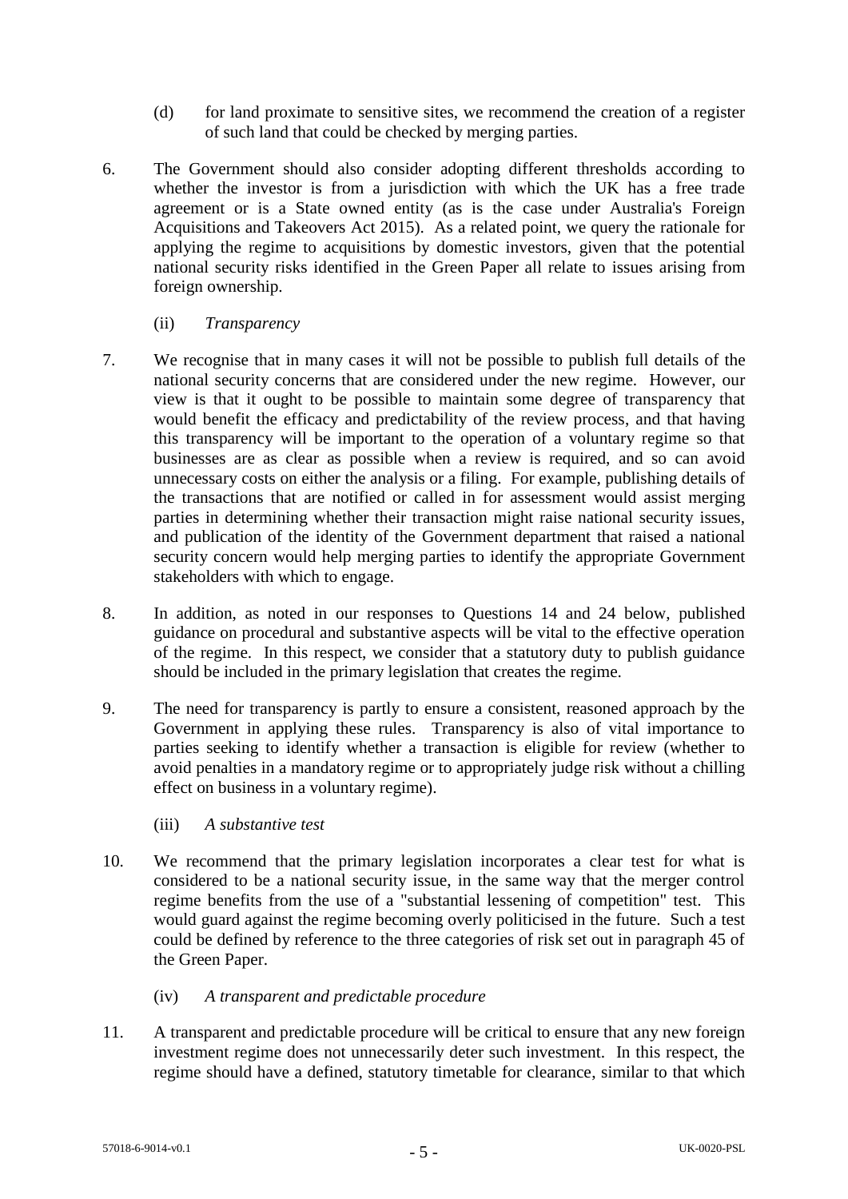(d) for land proximate to sensitive sites, we recommend the creation of a register of such land that could be checked by merging parties.

6. The Government should also consider adopting different thresholds according to whether the investor is from a jurisdiction with which the UK has a free trade agreement or is a State owned entity (as is the case under Australia's Foreign Acquisitions and Takeovers Act 2015). As a related point, we query the rationale for applying the regime to acquisitions by domestic investors, given that the potential national security risks identified in the Green Paper all relate to issues arising from foreign ownership.

(ii) *Transparency*

7. We recognise that in many cases it will not be possible to publish full details of the national security concerns that are considered under the new regime. However, our view is that it ought to be possible to maintain some degree of transparency that would benefit the efficacy and predictability of the review process, and that having this transparency will be important to the operation of a voluntary regime so that businesses are as clear as possible when a review is required, and so can avoid unnecessary costs on either the analysis or a filing. For example, publishing details of the transactions that are notified or called in for assessment would assist merging parties in determining whether their transaction might raise national security issues, and publication of the identity of the Government department that raised a national security concern would help merging parties to identify the appropriate Government stakeholders with which to engage.

8. In addition, as noted in our responses to Questions 14 and 24 below, published guidance on procedural and substantive aspects will be vital to the effective operation of the regime. In this respect, we consider that a statutory duty to publish guidance should be included in the primary legislation that creates the regime.

9. The need for transparency is partly to ensure a consistent, reasoned approach by the Government in applying these rules. Transparency is also of vital importance to parties seeking to identify whether a transaction is eligible for review (whether to avoid penalties in a mandatory regime or to appropriately judge risk without a chilling effect on business in a voluntary regime).

(iii) *A substantive test*

10. We recommend that the primary legislation incorporates a clear test for what is considered to be a national security issue, in the same way that the merger control regime benefits from the use of a "substantial lessening of competition" test. This would guard against the regime becoming overly politicised in the future. Such a test could be defined by reference to the three categories of risk set out in paragraph 45 of the Green Paper.

(iv) *A transparent and predictable procedure*

11. A transparent and predictable procedure will be critical to ensure that any new foreign investment regime does not unnecessarily deter such investment. In this respect, the regime should have a defined, statutory timetable for clearance, similar to that which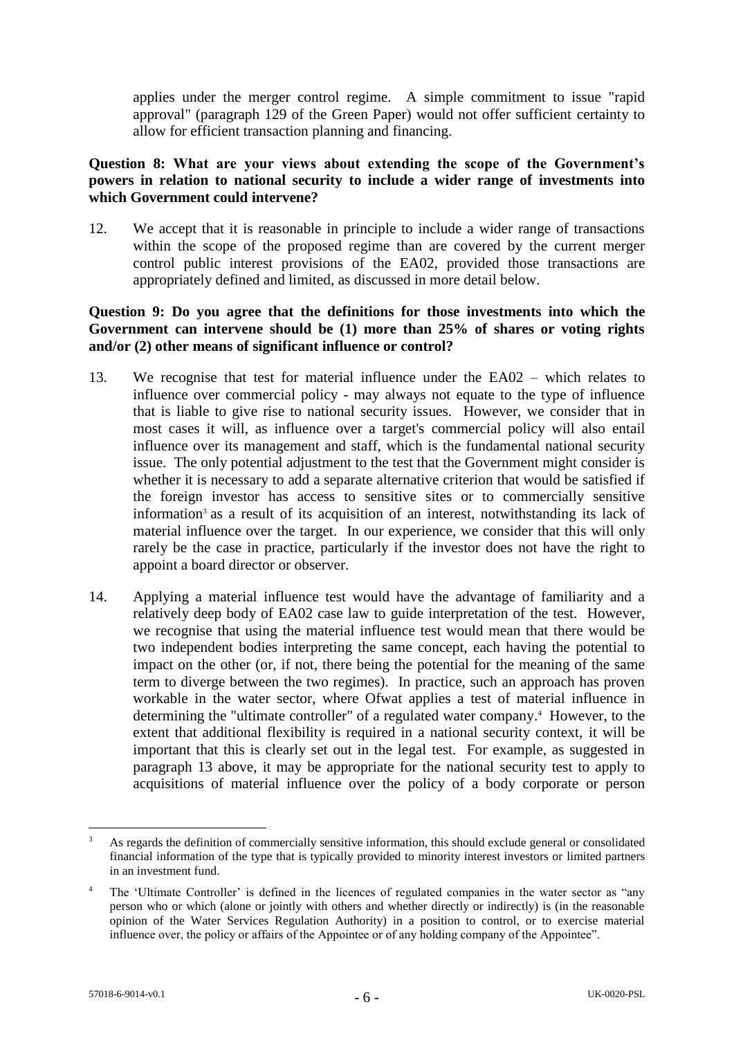applies under the merger control regime. A simple commitment to issue "rapid approval" (paragraph 129 of the Green Paper) would not offer sufficient certainty to allow for efficient transaction planning and financing.

**Question 8: What are your views about extending the scope of the Government's powers in relation to national security to include a wider range of investments into which Government could intervene?**

12. We accept that it is reasonable in principle to include a wider range of transactions within the scope of the proposed regime than are covered by the current merger control public interest provisions of the EA02, provided those transactions are appropriately defined and limited, as discussed in more detail below.

**Question 9: Do you agree that the definitions for those investments into which the Government can intervene should be (1) more than 25% of shares or voting rights and/or (2) other means of significant influence or control?**

13. We recognise that test for material influence under the EA02 – which relates to influence over commercial policy - may always not equate to the type of influence that is liable to give rise to national security issues. However, we consider that in most cases it will, as influence over a target's commercial policy will also entail influence over its management and staff, which is the fundamental national security issue. The only potential adjustment to the test that the Government might consider is whether it is necessary to add a separate alternative criterion that would be satisfied if the foreign investor has access to sensitive sites or to commercially sensitive information[3] as a result of its acquisition of an interest, notwithstanding its lack of material influence over the target. In our experience, we consider that this will only rarely be the case in practice, particularly if the investor does not have the right to appoint a board director or observer.

14. Applying a material influence test would have the advantage of familiarity and a relatively deep body of EA02 case law to guide interpretation of the test. However, we recognise that using the material influence test would mean that there would be two independent bodies interpreting the same concept, each having the potential to impact on the other (or, if not, there being the potential for the meaning of the same term to diverge between the two regimes). In practice, such an approach has proven workable in the water sector, where Ofwat applies a test of material influence in determining the "ultimate controller" of a regulated water company.[4] However, to the extent that additional flexibility is required in a national security context, it will be important that this is clearly set out in the legal test. For example, as suggested in paragraph 13 above, it may be appropriate for the national security test to apply to acquisitions of material influence over the policy of a body corporate or person

---

[3] As regards the definition of commercially sensitive information, this should exclude general or consolidated financial information of the type that is typically provided to minority interest investors or limited partners in an investment fund.

[4] The 'Ultimate Controller' is defined in the licences of regulated companies in the water sector as "any person who or which (alone or jointly with others and whether directly or indirectly) is (in the reasonable opinion of the Water Services Regulation Authority) in a position to control, or to exercise material influence over, the policy or affairs of the Appointee or of any holding company of the Appointee".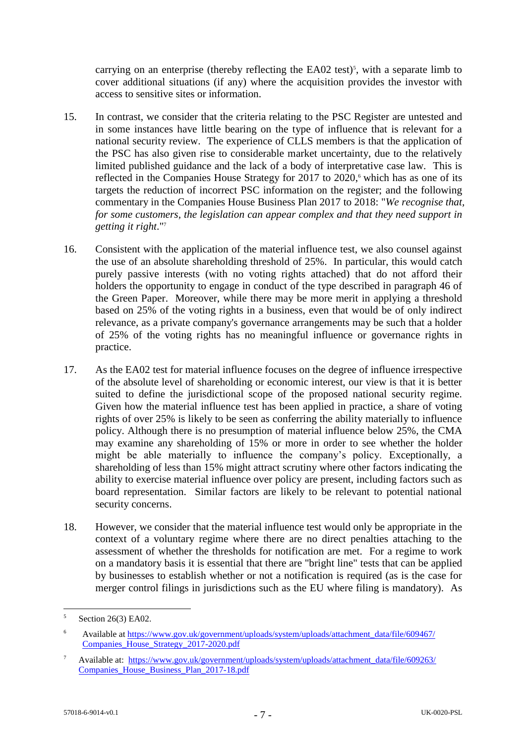carrying on an enterprise (thereby reflecting the EA02 test)[5], with a separate limb to cover additional situations (if any) where the acquisition provides the investor with access to sensitive sites or information.

15. In contrast, we consider that the criteria relating to the PSC Register are untested and in some instances have little bearing on the type of influence that is relevant for a national security review. The experience of CLLS members is that the application of the PSC has also given rise to considerable market uncertainty, due to the relatively limited published guidance and the lack of a body of interpretative case law. This is reflected in the Companies House Strategy for 2017 to 2020,[6] which has as one of its targets the reduction of incorrect PSC information on the register; and the following commentary in the Companies House Business Plan 2017 to 2018: "*We recognise that, for some customers, the legislation can appear complex and that they need support in getting it right*."[7]

16. Consistent with the application of the material influence test, we also counsel against the use of an absolute shareholding threshold of 25%. In particular, this would catch purely passive interests (with no voting rights attached) that do not afford their holders the opportunity to engage in conduct of the type described in paragraph 46 of the Green Paper. Moreover, while there may be more merit in applying a threshold based on 25% of the voting rights in a business, even that would be of only indirect relevance, as a private company's governance arrangements may be such that a holder of 25% of the voting rights has no meaningful influence or governance rights in practice.

17. As the EA02 test for material influence focuses on the degree of influence irrespective of the absolute level of shareholding or economic interest, our view is that it is better suited to define the jurisdictional scope of the proposed national security regime. Given how the material influence test has been applied in practice, a share of voting rights of over 25% is likely to be seen as conferring the ability materially to influence policy. Although there is no presumption of material influence below 25%, the CMA may examine any shareholding of 15% or more in order to see whether the holder might be able materially to influence the company's policy. Exceptionally, a shareholding of less than 15% might attract scrutiny where other factors indicating the ability to exercise material influence over policy are present, including factors such as board representation. Similar factors are likely to be relevant to potential national security concerns.

18. However, we consider that the material influence test would only be appropriate in the context of a voluntary regime where there are no direct penalties attaching to the assessment of whether the thresholds for notification are met. For a regime to work on a mandatory basis it is essential that there are "bright line" tests that can be applied by businesses to establish whether or not a notification is required (as is the case for merger control filings in jurisdictions such as the EU where filing is mandatory). As

---

[5] Section 26(3) EA02.

[6] Available at https://www.gov.uk/government/uploads/system/uploads/attachment_data/file/609467/Companies_House_Strategy_2017-2020.pdf

[7] Available at: https://www.gov.uk/government/uploads/system/uploads/attachment_data/file/609263/Companies_House_Business_Plan_2017-18.pdf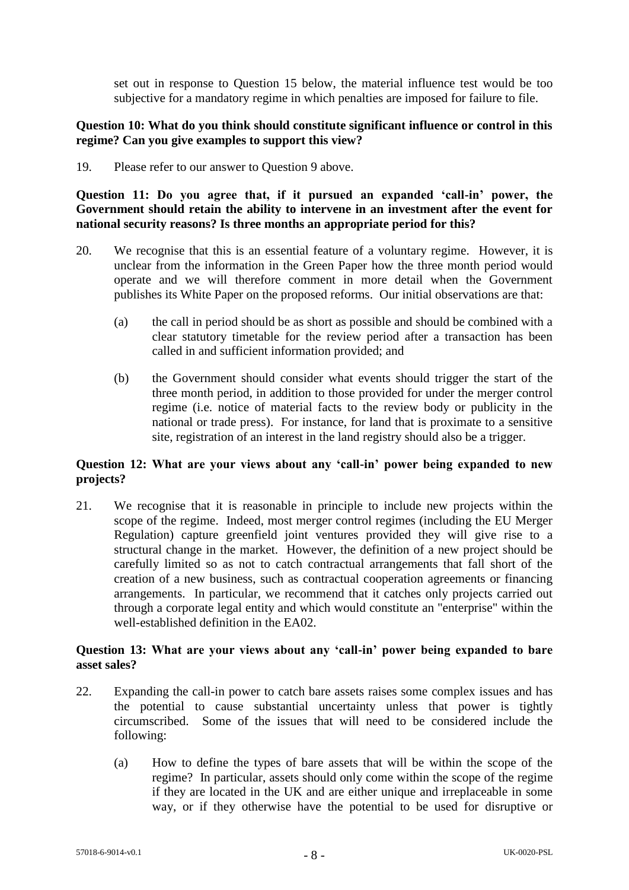set out in response to Question 15 below, the material influence test would be too subjective for a mandatory regime in which penalties are imposed for failure to file.

**Question 10: What do you think should constitute significant influence or control in this regime? Can you give examples to support this view?**

19. Please refer to our answer to Question 9 above.

**Question 11: Do you agree that, if it pursued an expanded 'call-in' power, the Government should retain the ability to intervene in an investment after the event for national security reasons? Is three months an appropriate period for this?**

20. We recognise that this is an essential feature of a voluntary regime. However, it is unclear from the information in the Green Paper how the three month period would operate and we will therefore comment in more detail when the Government publishes its White Paper on the proposed reforms. Our initial observations are that:

    (a) the call in period should be as short as possible and should be combined with a clear statutory timetable for the review period after a transaction has been called in and sufficient information provided; and

    (b) the Government should consider what events should trigger the start of the three month period, in addition to those provided for under the merger control regime (i.e. notice of material facts to the review body or publicity in the national or trade press). For instance, for land that is proximate to a sensitive site, registration of an interest in the land registry should also be a trigger.

**Question 12: What are your views about any 'call-in' power being expanded to new projects?**

21. We recognise that it is reasonable in principle to include new projects within the scope of the regime. Indeed, most merger control regimes (including the EU Merger Regulation) capture greenfield joint ventures provided they will give rise to a structural change in the market. However, the definition of a new project should be carefully limited so as not to catch contractual arrangements that fall short of the creation of a new business, such as contractual cooperation agreements or financing arrangements. In particular, we recommend that it catches only projects carried out through a corporate legal entity and which would constitute an "enterprise" within the well-established definition in the EA02.

**Question 13: What are your views about any 'call-in' power being expanded to bare asset sales?**

22. Expanding the call-in power to catch bare assets raises some complex issues and has the potential to cause substantial uncertainty unless that power is tightly circumscribed. Some of the issues that will need to be considered include the following:

    (a) How to define the types of bare assets that will be within the scope of the regime? In particular, assets should only come within the scope of the regime if they are located in the UK and are either unique and irreplaceable in some way, or if they otherwise have the potential to be used for disruptive or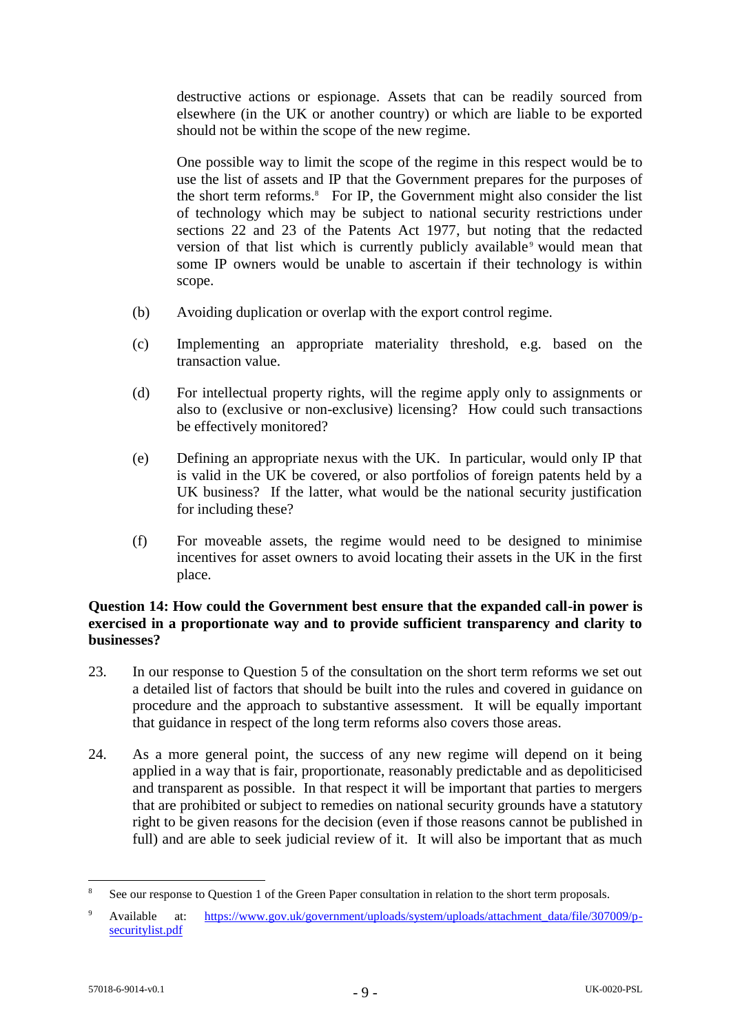destructive actions or espionage. Assets that can be readily sourced from elsewhere (in the UK or another country) or which are liable to be exported should not be within the scope of the new regime.

One possible way to limit the scope of the regime in this respect would be to use the list of assets and IP that the Government prepares for the purposes of the short term reforms.[8] For IP, the Government might also consider the list of technology which may be subject to national security restrictions under sections 22 and 23 of the Patents Act 1977, but noting that the redacted version of that list which is currently publicly available[9] would mean that some IP owners would be unable to ascertain if their technology is within scope.

(b) Avoiding duplication or overlap with the export control regime.

(c) Implementing an appropriate materiality threshold, e.g. based on the transaction value.

(d) For intellectual property rights, will the regime apply only to assignments or also to (exclusive or non-exclusive) licensing? How could such transactions be effectively monitored?

(e) Defining an appropriate nexus with the UK. In particular, would only IP that is valid in the UK be covered, or also portfolios of foreign patents held by a UK business? If the latter, what would be the national security justification for including these?

(f) For moveable assets, the regime would need to be designed to minimise incentives for asset owners to avoid locating their assets in the UK in the first place.

**Question 14: How could the Government best ensure that the expanded call-in power is exercised in a proportionate way and to provide sufficient transparency and clarity to businesses?**

23. In our response to Question 5 of the consultation on the short term reforms we set out a detailed list of factors that should be built into the rules and covered in guidance on procedure and the approach to substantive assessment. It will be equally important that guidance in respect of the long term reforms also covers those areas.

24. As a more general point, the success of any new regime will depend on it being applied in a way that is fair, proportionate, reasonably predictable and as depoliticised and transparent as possible. In that respect it will be important that parties to mergers that are prohibited or subject to remedies on national security grounds have a statutory right to be given reasons for the decision (even if those reasons cannot be published in full) and are able to seek judicial review of it. It will also be important that as much

---

[8] See our response to Question 1 of the Green Paper consultation in relation to the short term proposals.

[9] Available at: https://www.gov.uk/government/uploads/system/uploads/attachment_data/file/307009/p-securitylist.pdf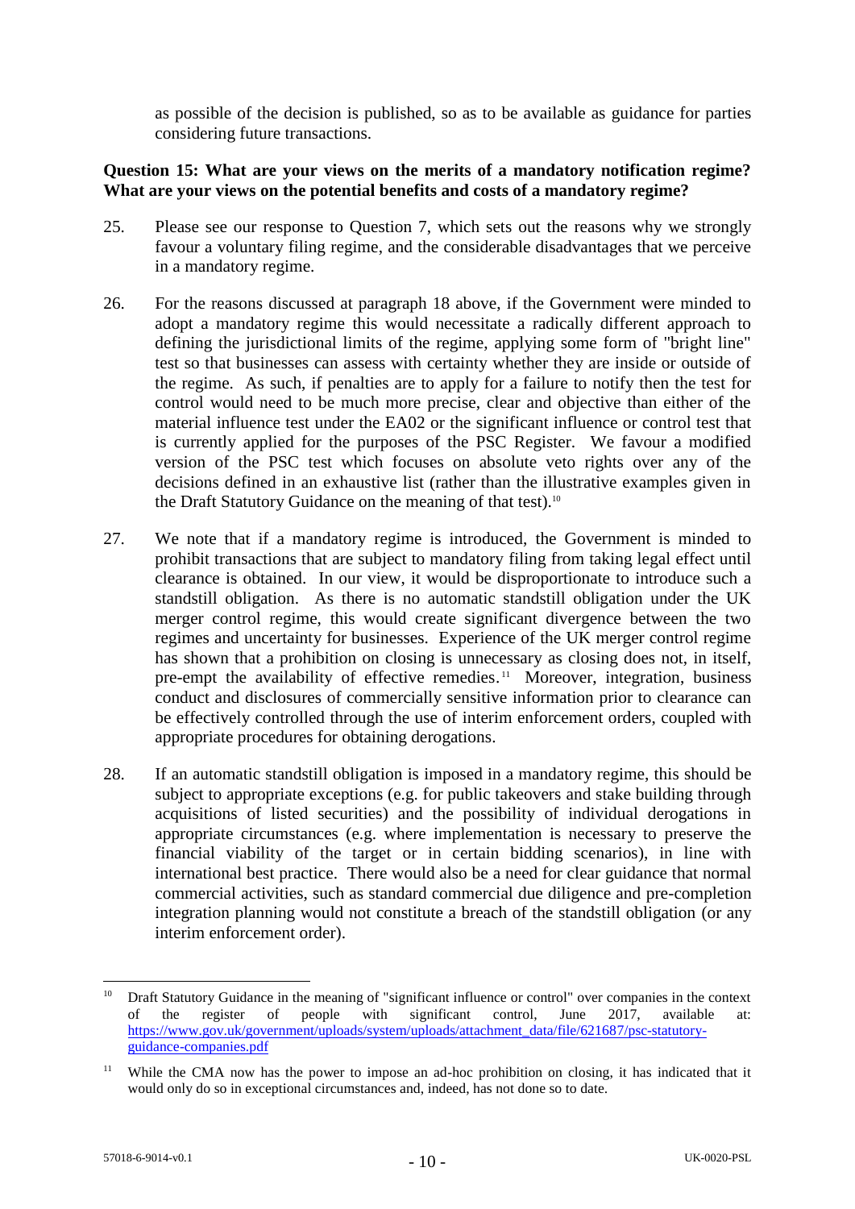as possible of the decision is published, so as to be available as guidance for parties considering future transactions.

**Question 15: What are your views on the merits of a mandatory notification regime? What are your views on the potential benefits and costs of a mandatory regime?**

25. Please see our response to Question 7, which sets out the reasons why we strongly favour a voluntary filing regime, and the considerable disadvantages that we perceive in a mandatory regime.

26. For the reasons discussed at paragraph 18 above, if the Government were minded to adopt a mandatory regime this would necessitate a radically different approach to defining the jurisdictional limits of the regime, applying some form of "bright line" test so that businesses can assess with certainty whether they are inside or outside of the regime. As such, if penalties are to apply for a failure to notify then the test for control would need to be much more precise, clear and objective than either of the material influence test under the EA02 or the significant influence or control test that is currently applied for the purposes of the PSC Register. We favour a modified version of the PSC test which focuses on absolute veto rights over any of the decisions defined in an exhaustive list (rather than the illustrative examples given in the Draft Statutory Guidance on the meaning of that test).[10]

27. We note that if a mandatory regime is introduced, the Government is minded to prohibit transactions that are subject to mandatory filing from taking legal effect until clearance is obtained. In our view, it would be disproportionate to introduce such a standstill obligation. As there is no automatic standstill obligation under the UK merger control regime, this would create significant divergence between the two regimes and uncertainty for businesses. Experience of the UK merger control regime has shown that a prohibition on closing is unnecessary as closing does not, in itself, pre-empt the availability of effective remedies.[11] Moreover, integration, business conduct and disclosures of commercially sensitive information prior to clearance can be effectively controlled through the use of interim enforcement orders, coupled with appropriate procedures for obtaining derogations.

28. If an automatic standstill obligation is imposed in a mandatory regime, this should be subject to appropriate exceptions (e.g. for public takeovers and stake building through acquisitions of listed securities) and the possibility of individual derogations in appropriate circumstances (e.g. where implementation is necessary to preserve the financial viability of the target or in certain bidding scenarios), in line with international best practice. There would also be a need for clear guidance that normal commercial activities, such as standard commercial due diligence and pre-completion integration planning would not constitute a breach of the standstill obligation (or any interim enforcement order).

---

[10] Draft Statutory Guidance in the meaning of "significant influence or control" over companies in the context of the register of people with significant control, June 2017, available at: https://www.gov.uk/government/uploads/system/uploads/attachment_data/file/621687/psc-statutory-guidance-companies.pdf

[11] While the CMA now has the power to impose an ad-hoc prohibition on closing, it has indicated that it would only do so in exceptional circumstances and, indeed, has not done so to date.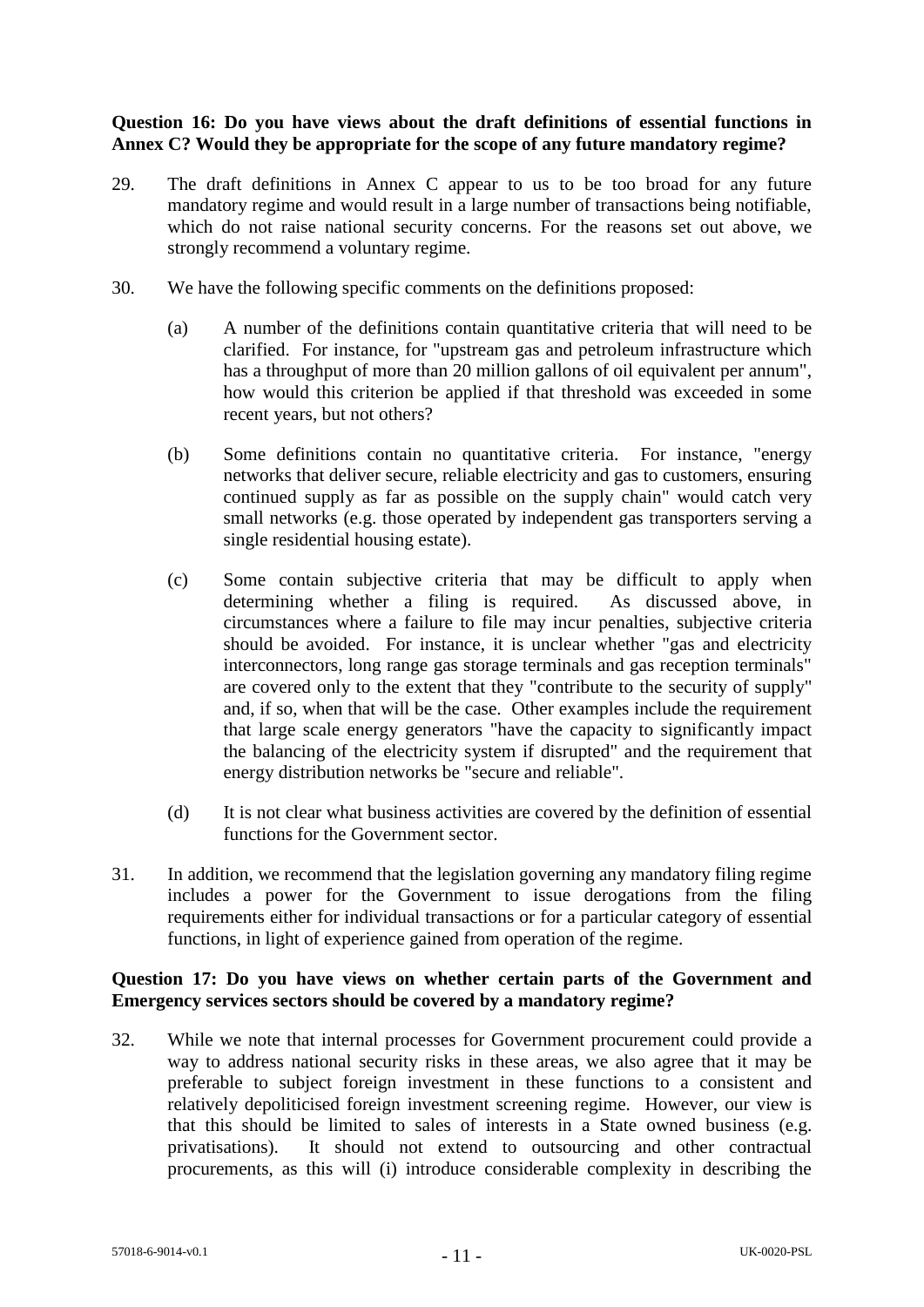**Question 16: Do you have views about the draft definitions of essential functions in Annex C? Would they be appropriate for the scope of any future mandatory regime?**

29. The draft definitions in Annex C appear to us to be too broad for any future mandatory regime and would result in a large number of transactions being notifiable, which do not raise national security concerns. For the reasons set out above, we strongly recommend a voluntary regime.

30. We have the following specific comments on the definitions proposed:

    (a) A number of the definitions contain quantitative criteria that will need to be clarified. For instance, for "upstream gas and petroleum infrastructure which has a throughput of more than 20 million gallons of oil equivalent per annum", how would this criterion be applied if that threshold was exceeded in some recent years, but not others?

    (b) Some definitions contain no quantitative criteria. For instance, "energy networks that deliver secure, reliable electricity and gas to customers, ensuring continued supply as far as possible on the supply chain" would catch very small networks (e.g. those operated by independent gas transporters serving a single residential housing estate).

    (c) Some contain subjective criteria that may be difficult to apply when determining whether a filing is required. As discussed above, in circumstances where a failure to file may incur penalties, subjective criteria should be avoided. For instance, it is unclear whether "gas and electricity interconnectors, long range gas storage terminals and gas reception terminals" are covered only to the extent that they "contribute to the security of supply" and, if so, when that will be the case. Other examples include the requirement that large scale energy generators "have the capacity to significantly impact the balancing of the electricity system if disrupted" and the requirement that energy distribution networks be "secure and reliable".

    (d) It is not clear what business activities are covered by the definition of essential functions for the Government sector.

31. In addition, we recommend that the legislation governing any mandatory filing regime includes a power for the Government to issue derogations from the filing requirements either for individual transactions or for a particular category of essential functions, in light of experience gained from operation of the regime.

**Question 17: Do you have views on whether certain parts of the Government and Emergency services sectors should be covered by a mandatory regime?**

32. While we note that internal processes for Government procurement could provide a way to address national security risks in these areas, we also agree that it may be preferable to subject foreign investment in these functions to a consistent and relatively depoliticised foreign investment screening regime. However, our view is that this should be limited to sales of interests in a State owned business (e.g. privatisations). It should not extend to outsourcing and other contractual procurements, as this will (i) introduce considerable complexity in describing the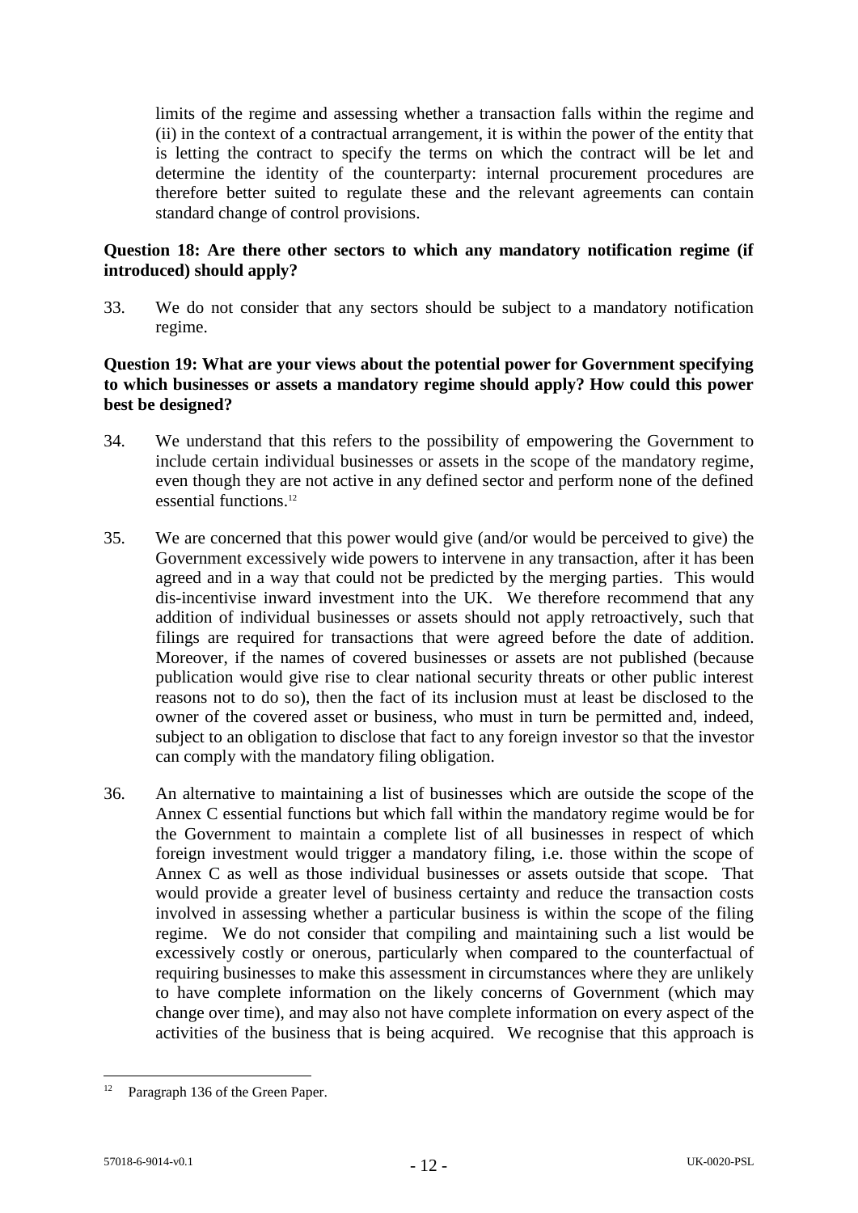limits of the regime and assessing whether a transaction falls within the regime and (ii) in the context of a contractual arrangement, it is within the power of the entity that is letting the contract to specify the terms on which the contract will be let and determine the identity of the counterparty: internal procurement procedures are therefore better suited to regulate these and the relevant agreements can contain standard change of control provisions.

**Question 18: Are there other sectors to which any mandatory notification regime (if introduced) should apply?**

33. We do not consider that any sectors should be subject to a mandatory notification regime.

**Question 19: What are your views about the potential power for Government specifying to which businesses or assets a mandatory regime should apply? How could this power best be designed?**

34. We understand that this refers to the possibility of empowering the Government to include certain individual businesses or assets in the scope of the mandatory regime, even though they are not active in any defined sector and perform none of the defined essential functions.[12]

35. We are concerned that this power would give (and/or would be perceived to give) the Government excessively wide powers to intervene in any transaction, after it has been agreed and in a way that could not be predicted by the merging parties. This would dis-incentivise inward investment into the UK. We therefore recommend that any addition of individual businesses or assets should not apply retroactively, such that filings are required for transactions that were agreed before the date of addition. Moreover, if the names of covered businesses or assets are not published (because publication would give rise to clear national security threats or other public interest reasons not to do so), then the fact of its inclusion must at least be disclosed to the owner of the covered asset or business, who must in turn be permitted and, indeed, subject to an obligation to disclose that fact to any foreign investor so that the investor can comply with the mandatory filing obligation.

36. An alternative to maintaining a list of businesses which are outside the scope of the Annex C essential functions but which fall within the mandatory regime would be for the Government to maintain a complete list of all businesses in respect of which foreign investment would trigger a mandatory filing, i.e. those within the scope of Annex C as well as those individual businesses or assets outside that scope. That would provide a greater level of business certainty and reduce the transaction costs involved in assessing whether a particular business is within the scope of the filing regime. We do not consider that compiling and maintaining such a list would be excessively costly or onerous, particularly when compared to the counterfactual of requiring businesses to make this assessment in circumstances where they are unlikely to have complete information on the likely concerns of Government (which may change over time), and may also not have complete information on every aspect of the activities of the business that is being acquired. We recognise that this approach is

[12] Paragraph 136 of the Green Paper.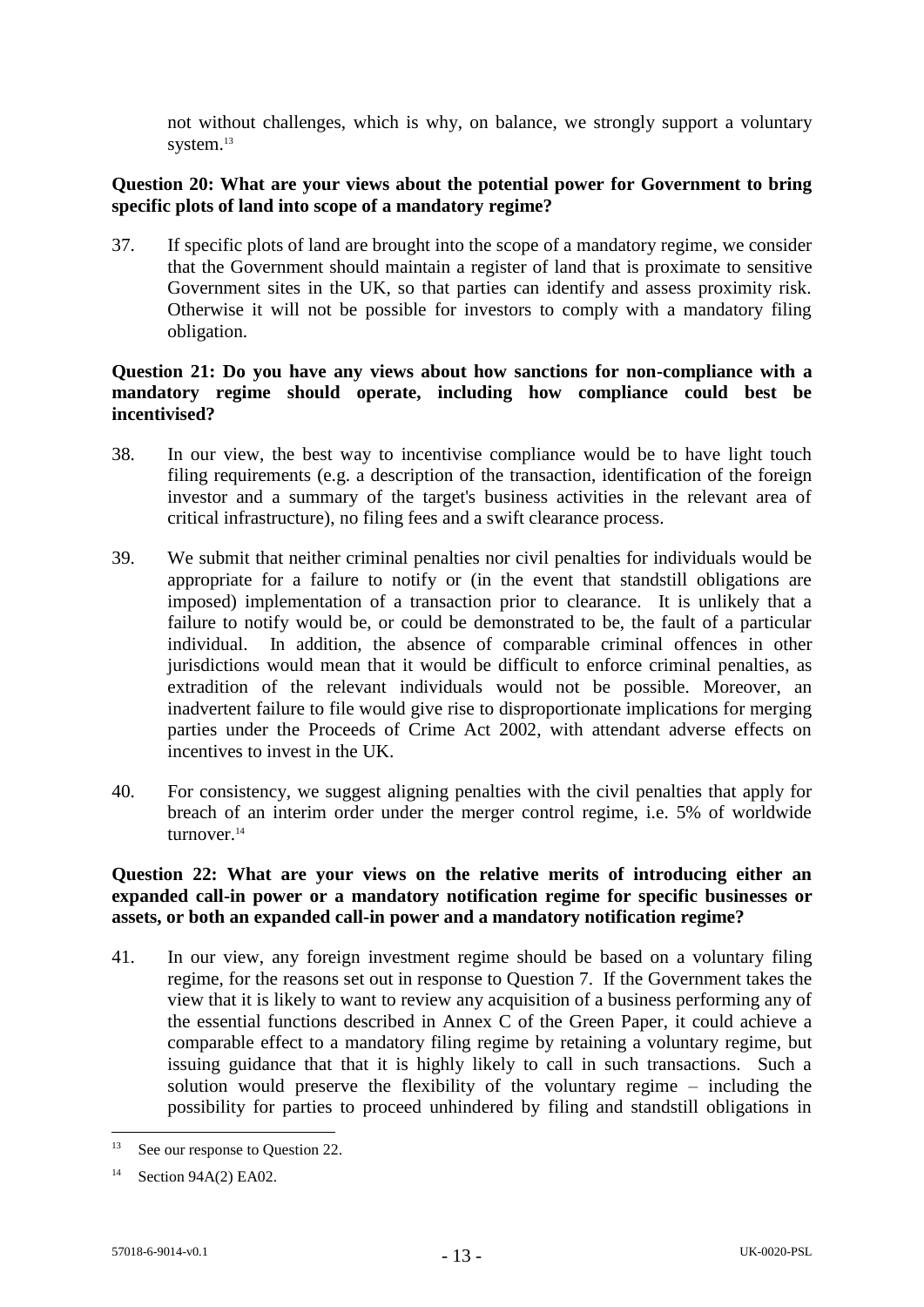not without challenges, which is why, on balance, we strongly support a voluntary system.[13]

**Question 20: What are your views about the potential power for Government to bring specific plots of land into scope of a mandatory regime?**

37. If specific plots of land are brought into the scope of a mandatory regime, we consider that the Government should maintain a register of land that is proximate to sensitive Government sites in the UK, so that parties can identify and assess proximity risk. Otherwise it will not be possible for investors to comply with a mandatory filing obligation.

**Question 21: Do you have any views about how sanctions for non-compliance with a mandatory regime should operate, including how compliance could best be incentivised?**

38. In our view, the best way to incentivise compliance would be to have light touch filing requirements (e.g. a description of the transaction, identification of the foreign investor and a summary of the target's business activities in the relevant area of critical infrastructure), no filing fees and a swift clearance process.

39. We submit that neither criminal penalties nor civil penalties for individuals would be appropriate for a failure to notify or (in the event that standstill obligations are imposed) implementation of a transaction prior to clearance. It is unlikely that a failure to notify would be, or could be demonstrated to be, the fault of a particular individual. In addition, the absence of comparable criminal offences in other jurisdictions would mean that it would be difficult to enforce criminal penalties, as extradition of the relevant individuals would not be possible. Moreover, an inadvertent failure to file would give rise to disproportionate implications for merging parties under the Proceeds of Crime Act 2002, with attendant adverse effects on incentives to invest in the UK.

40. For consistency, we suggest aligning penalties with the civil penalties that apply for breach of an interim order under the merger control regime, i.e. 5% of worldwide turnover.[14]

**Question 22: What are your views on the relative merits of introducing either an expanded call-in power or a mandatory notification regime for specific businesses or assets, or both an expanded call-in power and a mandatory notification regime?**

41. In our view, any foreign investment regime should be based on a voluntary filing regime, for the reasons set out in response to Question 7. If the Government takes the view that it is likely to want to review any acquisition of a business performing any of the essential functions described in Annex C of the Green Paper, it could achieve a comparable effect to a mandatory filing regime by retaining a voluntary regime, but issuing guidance that that it is highly likely to call in such transactions. Such a solution would preserve the flexibility of the voluntary regime – including the possibility for parties to proceed unhindered by filing and standstill obligations in

---

[13] See our response to Question 22.

[14] Section 94A(2) EA02.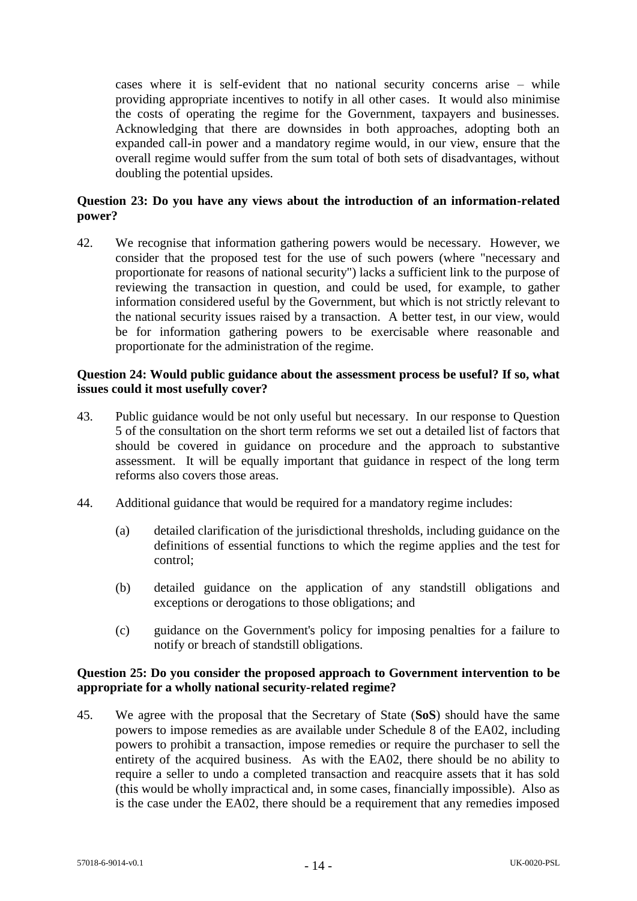cases where it is self-evident that no national security concerns arise – while providing appropriate incentives to notify in all other cases. It would also minimise the costs of operating the regime for the Government, taxpayers and businesses. Acknowledging that there are downsides in both approaches, adopting both an expanded call-in power and a mandatory regime would, in our view, ensure that the overall regime would suffer from the sum total of both sets of disadvantages, without doubling the potential upsides.

**Question 23: Do you have any views about the introduction of an information-related power?**

42. We recognise that information gathering powers would be necessary. However, we consider that the proposed test for the use of such powers (where "necessary and proportionate for reasons of national security") lacks a sufficient link to the purpose of reviewing the transaction in question, and could be used, for example, to gather information considered useful by the Government, but which is not strictly relevant to the national security issues raised by a transaction. A better test, in our view, would be for information gathering powers to be exercisable where reasonable and proportionate for the administration of the regime.

**Question 24: Would public guidance about the assessment process be useful? If so, what issues could it most usefully cover?**

43. Public guidance would be not only useful but necessary. In our response to Question 5 of the consultation on the short term reforms we set out a detailed list of factors that should be covered in guidance on procedure and the approach to substantive assessment. It will be equally important that guidance in respect of the long term reforms also covers those areas.

44. Additional guidance that would be required for a mandatory regime includes:

    (a) detailed clarification of the jurisdictional thresholds, including guidance on the definitions of essential functions to which the regime applies and the test for control;

    (b) detailed guidance on the application of any standstill obligations and exceptions or derogations to those obligations; and

    (c) guidance on the Government's policy for imposing penalties for a failure to notify or breach of standstill obligations.

**Question 25: Do you consider the proposed approach to Government intervention to be appropriate for a wholly national security-related regime?**

45. We agree with the proposal that the Secretary of State (**SoS**) should have the same powers to impose remedies as are available under Schedule 8 of the EA02, including powers to prohibit a transaction, impose remedies or require the purchaser to sell the entirety of the acquired business. As with the EA02, there should be no ability to require a seller to undo a completed transaction and reacquire assets that it has sold (this would be wholly impractical and, in some cases, financially impossible). Also as is the case under the EA02, there should be a requirement that any remedies imposed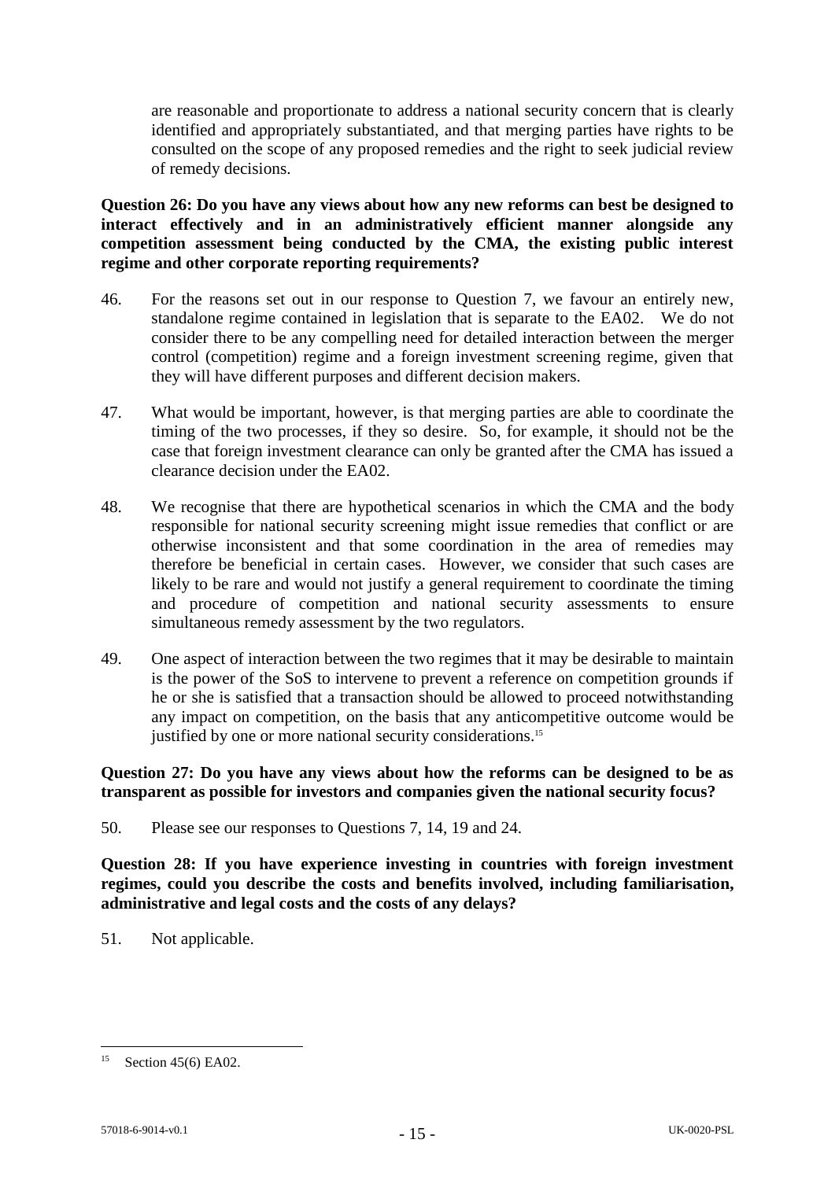are reasonable and proportionate to address a national security concern that is clearly identified and appropriately substantiated, and that merging parties have rights to be consulted on the scope of any proposed remedies and the right to seek judicial review of remedy decisions.

**Question 26: Do you have any views about how any new reforms can best be designed to interact effectively and in an administratively efficient manner alongside any competition assessment being conducted by the CMA, the existing public interest regime and other corporate reporting requirements?**

46. For the reasons set out in our response to Question 7, we favour an entirely new, standalone regime contained in legislation that is separate to the EA02. We do not consider there to be any compelling need for detailed interaction between the merger control (competition) regime and a foreign investment screening regime, given that they will have different purposes and different decision makers.

47. What would be important, however, is that merging parties are able to coordinate the timing of the two processes, if they so desire. So, for example, it should not be the case that foreign investment clearance can only be granted after the CMA has issued a clearance decision under the EA02.

48. We recognise that there are hypothetical scenarios in which the CMA and the body responsible for national security screening might issue remedies that conflict or are otherwise inconsistent and that some coordination in the area of remedies may therefore be beneficial in certain cases. However, we consider that such cases are likely to be rare and would not justify a general requirement to coordinate the timing and procedure of competition and national security assessments to ensure simultaneous remedy assessment by the two regulators.

49. One aspect of interaction between the two regimes that it may be desirable to maintain is the power of the SoS to intervene to prevent a reference on competition grounds if he or she is satisfied that a transaction should be allowed to proceed notwithstanding any impact on competition, on the basis that any anticompetitive outcome would be justified by one or more national security considerations.[15]

**Question 27: Do you have any views about how the reforms can be designed to be as transparent as possible for investors and companies given the national security focus?**

50. Please see our responses to Questions 7, 14, 19 and 24.

**Question 28: If you have experience investing in countries with foreign investment regimes, could you describe the costs and benefits involved, including familiarisation, administrative and legal costs and the costs of any delays?**

51. Not applicable.

---

[15] Section 45(6) EA02.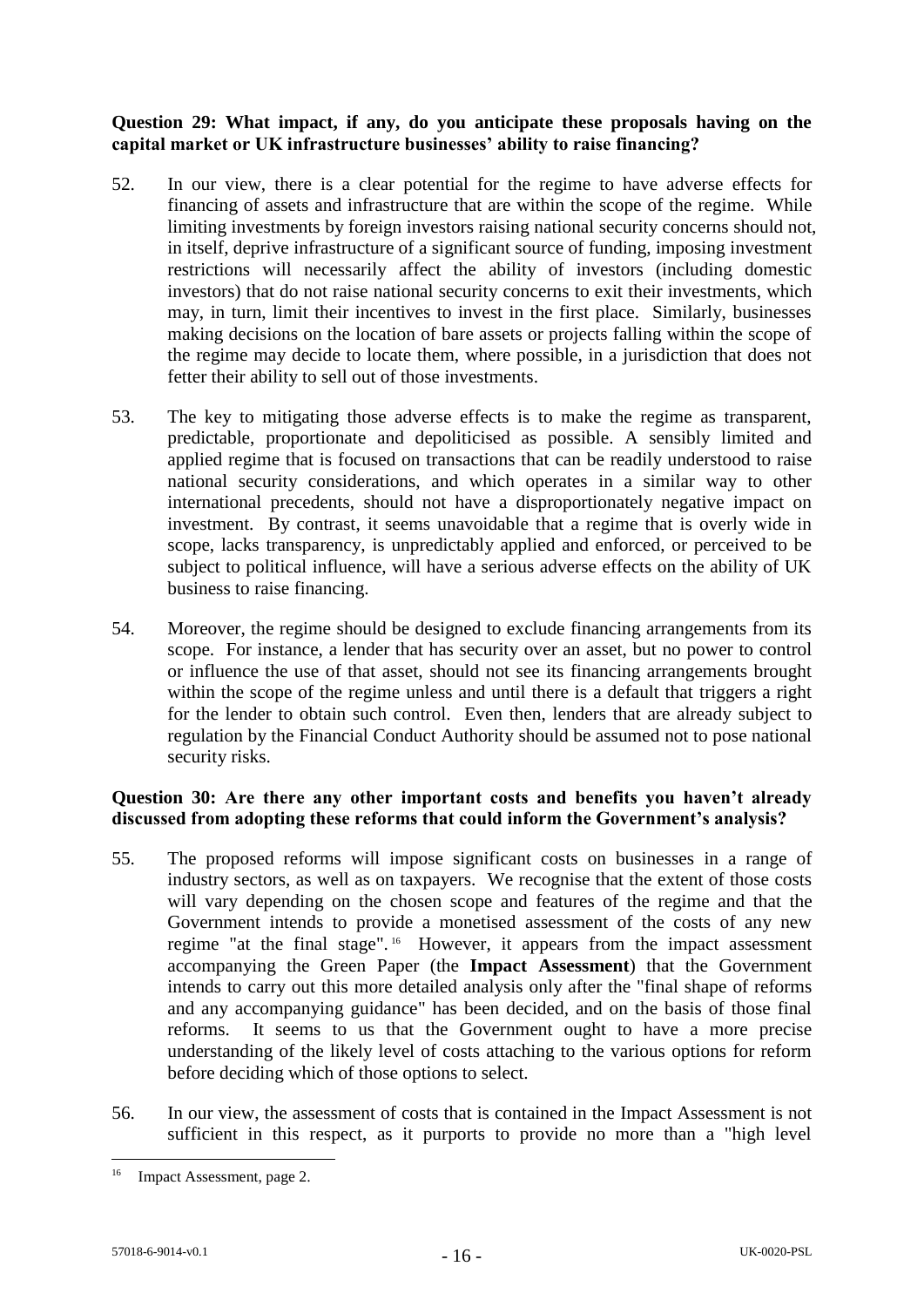**Question 29: What impact, if any, do you anticipate these proposals having on the capital market or UK infrastructure businesses' ability to raise financing?**

52. In our view, there is a clear potential for the regime to have adverse effects for financing of assets and infrastructure that are within the scope of the regime. While limiting investments by foreign investors raising national security concerns should not, in itself, deprive infrastructure of a significant source of funding, imposing investment restrictions will necessarily affect the ability of investors (including domestic investors) that do not raise national security concerns to exit their investments, which may, in turn, limit their incentives to invest in the first place. Similarly, businesses making decisions on the location of bare assets or projects falling within the scope of the regime may decide to locate them, where possible, in a jurisdiction that does not fetter their ability to sell out of those investments.

53. The key to mitigating those adverse effects is to make the regime as transparent, predictable, proportionate and depoliticised as possible. A sensibly limited and applied regime that is focused on transactions that can be readily understood to raise national security considerations, and which operates in a similar way to other international precedents, should not have a disproportionately negative impact on investment. By contrast, it seems unavoidable that a regime that is overly wide in scope, lacks transparency, is unpredictably applied and enforced, or perceived to be subject to political influence, will have a serious adverse effects on the ability of UK business to raise financing.

54. Moreover, the regime should be designed to exclude financing arrangements from its scope. For instance, a lender that has security over an asset, but no power to control or influence the use of that asset, should not see its financing arrangements brought within the scope of the regime unless and until there is a default that triggers a right for the lender to obtain such control. Even then, lenders that are already subject to regulation by the Financial Conduct Authority should be assumed not to pose national security risks.

**Question 30: Are there any other important costs and benefits you haven't already discussed from adopting these reforms that could inform the Government's analysis?**

55. The proposed reforms will impose significant costs on businesses in a range of industry sectors, as well as on taxpayers. We recognise that the extent of those costs will vary depending on the chosen scope and features of the regime and that the Government intends to provide a monetised assessment of the costs of any new regime "at the final stage".[16] However, it appears from the impact assessment accompanying the Green Paper (the **Impact Assessment**) that the Government intends to carry out this more detailed analysis only after the "final shape of reforms and any accompanying guidance" has been decided, and on the basis of those final reforms. It seems to us that the Government ought to have a more precise understanding of the likely level of costs attaching to the various options for reform before deciding which of those options to select.

56. In our view, the assessment of costs that is contained in the Impact Assessment is not sufficient in this respect, as it purports to provide no more than a "high level

[16] Impact Assessment, page 2.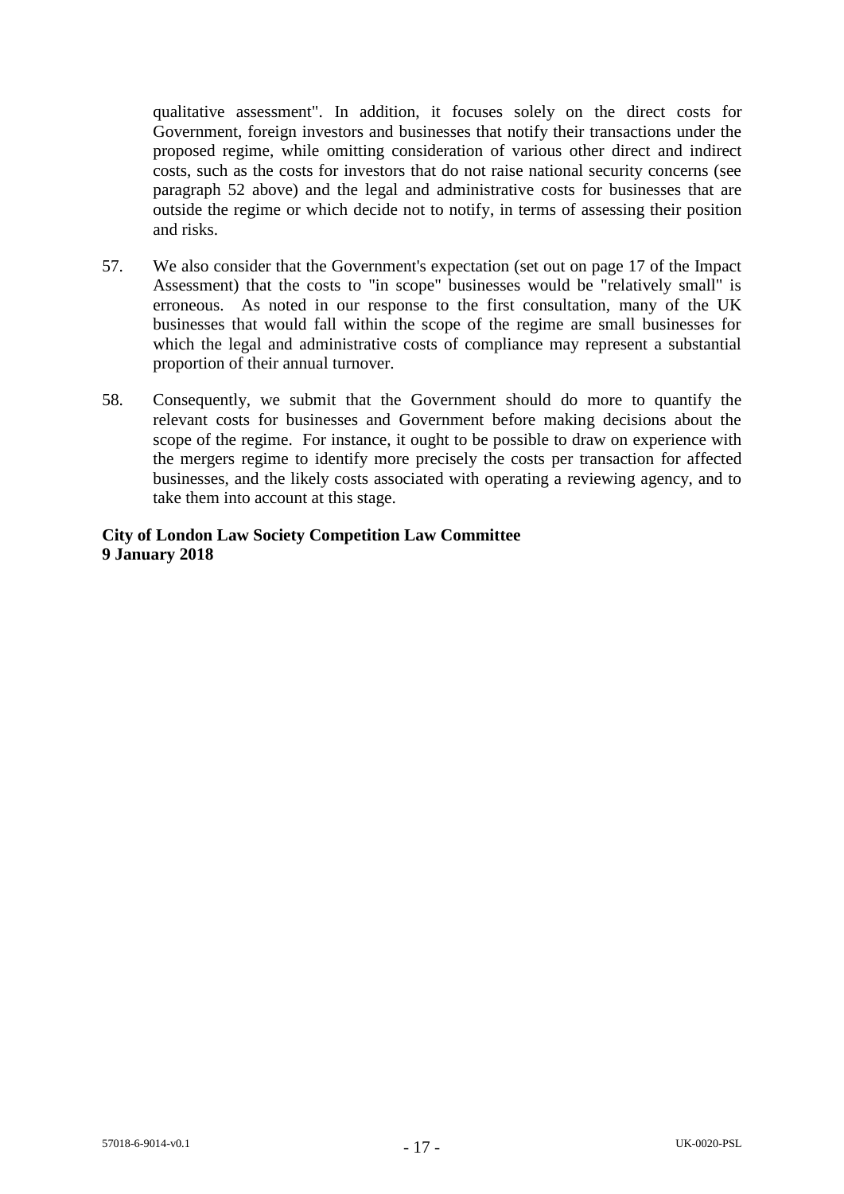qualitative assessment". In addition, it focuses solely on the direct costs for Government, foreign investors and businesses that notify their transactions under the proposed regime, while omitting consideration of various other direct and indirect costs, such as the costs for investors that do not raise national security concerns (see paragraph 52 above) and the legal and administrative costs for businesses that are outside the regime or which decide not to notify, in terms of assessing their position and risks.

57. We also consider that the Government's expectation (set out on page 17 of the Impact Assessment) that the costs to "in scope" businesses would be "relatively small" is erroneous. As noted in our response to the first consultation, many of the UK businesses that would fall within the scope of the regime are small businesses for which the legal and administrative costs of compliance may represent a substantial proportion of their annual turnover.

58. Consequently, we submit that the Government should do more to quantify the relevant costs for businesses and Government before making decisions about the scope of the regime. For instance, it ought to be possible to draw on experience with the mergers regime to identify more precisely the costs per transaction for affected businesses, and the likely costs associated with operating a reviewing agency, and to take them into account at this stage.

**City of London Law Society Competition Law Committee**
**9 January 2018**